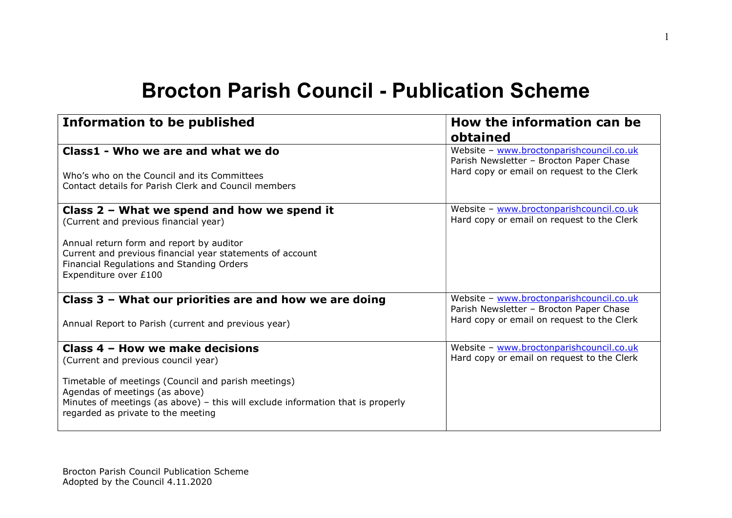# Brocton Parish Council - Publication Scheme

| Information to be published | How the information can be obtained |
| --- | --- |
| **Class1 - Who we are and what we do**<br><br>Who's who on the Council and its Committees<br>Contact details for Parish Clerk and Council members | Website – www.broctonparishcouncil.co.uk<br>Parish Newsletter – Brocton Paper Chase<br>Hard copy or email on request to the Clerk |
| **Class 2 – What we spend and how we spend it**<br>(Current and previous financial year)<br><br>Annual return form and report by auditor<br>Current and previous financial year statements of account<br>Financial Regulations and Standing Orders<br>Expenditure over £100 | Website – www.broctonparishcouncil.co.uk<br>Hard copy or email on request to the Clerk |
| **Class 3 – What our priorities are and how we are doing**<br><br>Annual Report to Parish (current and previous year) | Website – www.broctonparishcouncil.co.uk<br>Parish Newsletter – Brocton Paper Chase<br>Hard copy or email on request to the Clerk |
| **Class 4 – How we make decisions**<br>(Current and previous council year)<br><br>Timetable of meetings (Council and parish meetings)<br>Agendas of meetings (as above)<br>Minutes of meetings (as above) – this will exclude information that is properly regarded as private to the meeting | Website – www.broctonparishcouncil.co.uk<br>Hard copy or email on request to the Clerk |

Brocton Parish Council Publication Scheme
Adopted by the Council 4.11.2020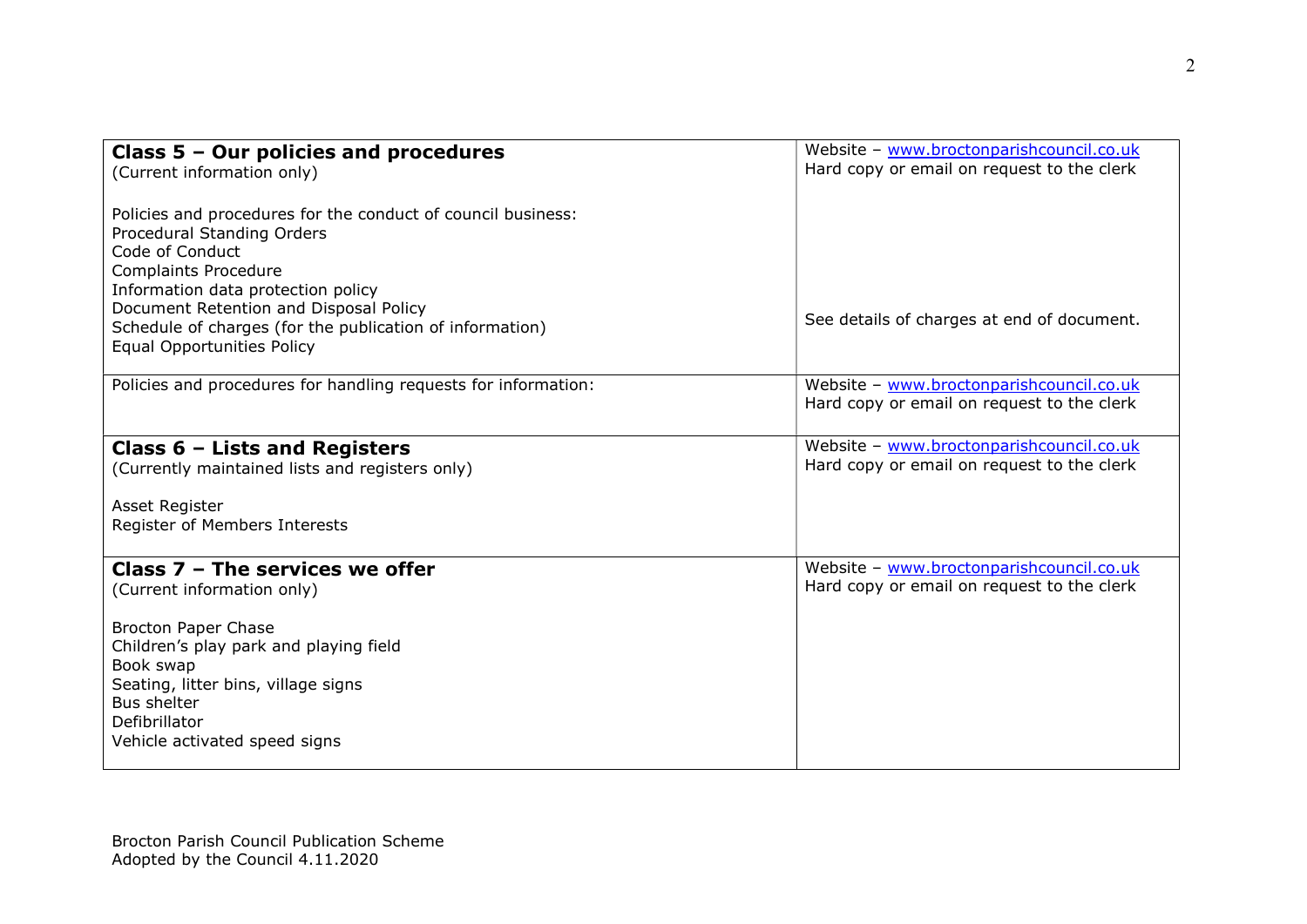| Class 5 – Our policies and procedures<br>(Current information only)<br><br>Policies and procedures for the conduct of council business:<br>Procedural Standing Orders<br>Code of Conduct<br>Complaints Procedure<br>Information data protection policy<br>Document Retention and Disposal Policy<br>Schedule of charges (for the publication of information)<br>Equal Opportunities Policy | Website – www.broctonparishcouncil.co.uk<br>Hard copy or email on request to the clerk<br><br>See details of charges at end of document. |
|---|---|
| Policies and procedures for handling requests for information: | Website – www.broctonparishcouncil.co.uk<br>Hard copy or email on request to the clerk |
| **Class 6 – Lists and Registers**<br>(Currently maintained lists and registers only)<br><br>Asset Register<br>Register of Members Interests | Website – www.broctonparishcouncil.co.uk<br>Hard copy or email on request to the clerk |
| **Class 7 – The services we offer**<br>(Current information only)<br><br>Brocton Paper Chase<br>Children's play park and playing field<br>Book swap<br>Seating, litter bins, village signs<br>Bus shelter<br>Defibrillator<br>Vehicle activated speed signs | Website – www.broctonparishcouncil.co.uk<br>Hard copy or email on request to the clerk |

Brocton Parish Council Publication Scheme
Adopted by the Council 4.11.2020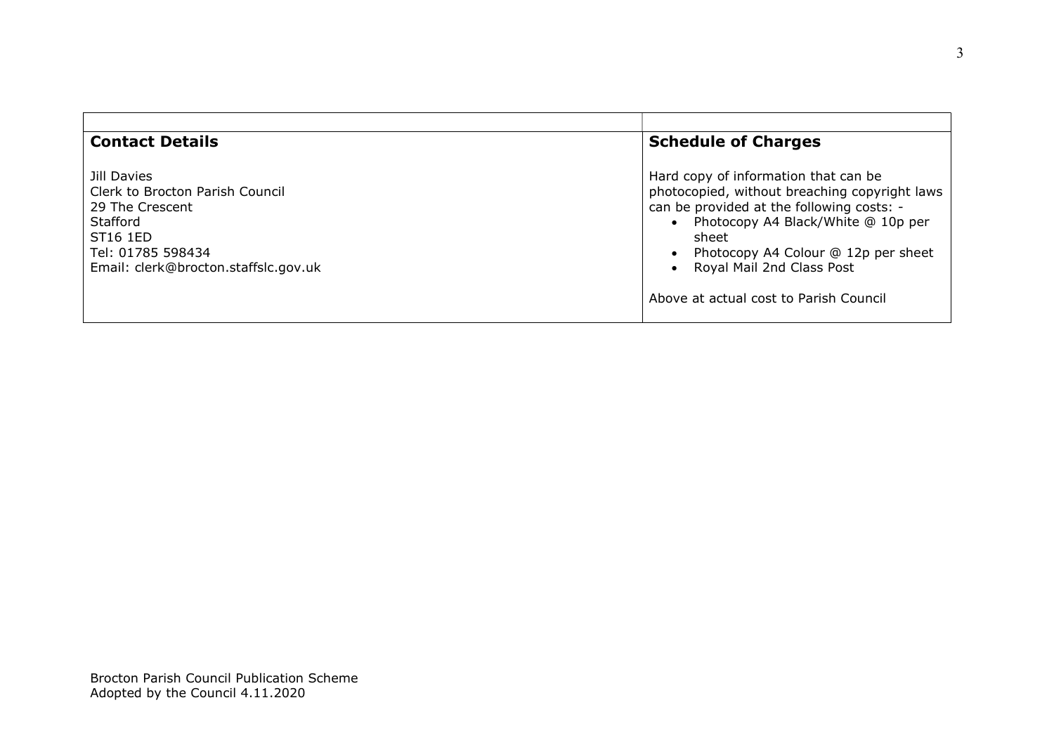| | |
|---|---|
| **Contact Details**<br><br>Jill Davies<br>Clerk to Brocton Parish Council<br>29 The Crescent<br>Stafford<br>ST16 1ED<br>Tel: 01785 598434<br>Email: clerk@brocton.staffslc.gov.uk | **Schedule of Charges**<br><br>Hard copy of information that can be photocopied, without breaching copyright laws can be provided at the following costs: -<br>• Photocopy A4 Black/White @ 10p per sheet<br>• Photocopy A4 Colour @ 12p per sheet<br>• Royal Mail 2nd Class Post<br><br>Above at actual cost to Parish Council |

Brocton Parish Council Publication Scheme
Adopted by the Council 4.11.2020